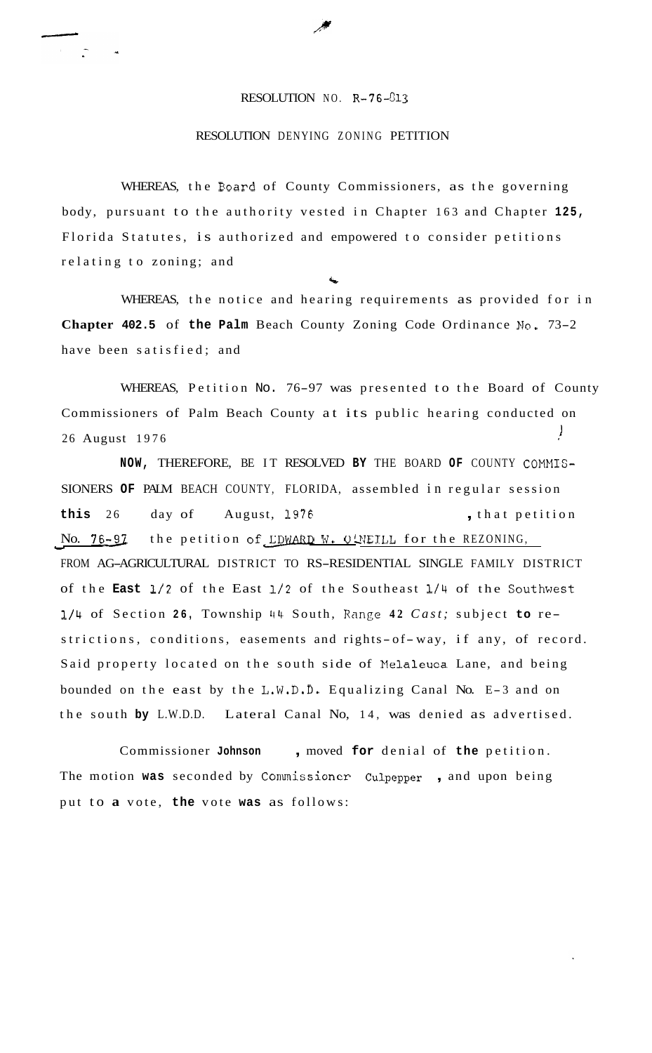# RESOLUTION NO. R-76-813

## RESOLUTION DENYING ZONING PETITION

WHEREAS, the Board of County Commissioners, as the governing body, pursuant to the authority vested in Chapter 163 and Chapter **125,** Florida Statutes, is authorized and empowered to consider petitions relating to zoning; and

WHEREAS, the notice and hearing requirements as provided for in **Chapter 402.5** of **the Palm** Beach County Zoning Code Ordinance No. 73-2 have been satisfied; and

WHEREAS, Petition No. 76-97 was presented to the Board of County Commissioners of Palm Beach County at its public hearing conducted on 26 August 1976

**NOW,** THEREFORE, BE IT RESOLVED **BY** THE BOARD **OF** COUNTY COMMISSIONERS **OF** PALM BEACH COUNTY, FLORIDA, assembled in regular session **this** 26 day of August, 1976, that petition No. 76-97 the petition of EDWARD W. O'NEILL for the REZONING, FROM AG-AGRICULTURAL DISTRICT TO RS-RESIDENTIAL SINGLE FAMILY DISTRICT of the **East** 1/2 of the East 1/2 of the Southeast 1/4 of the Southwest 1/4 of Section **26**, Township 44 South, Range **42** *Cast;* subject **to** restrictions, conditions, easements and rights-of-way, if any, of record. Said property located on the south side of Melaleuca Lane, and being bounded on the east by the L.W.D.D. Equalizing Canal No. E-3 and on the south **by** L.W.D.D. Lateral Canal No, 14, was denied as advertised.

Commissioner **Johnson**, moved **for** denial of **the** petition. The motion **was** seconded by Commissioner Culpepper, and upon being put to **a** vote, **the** vote **was** as follows: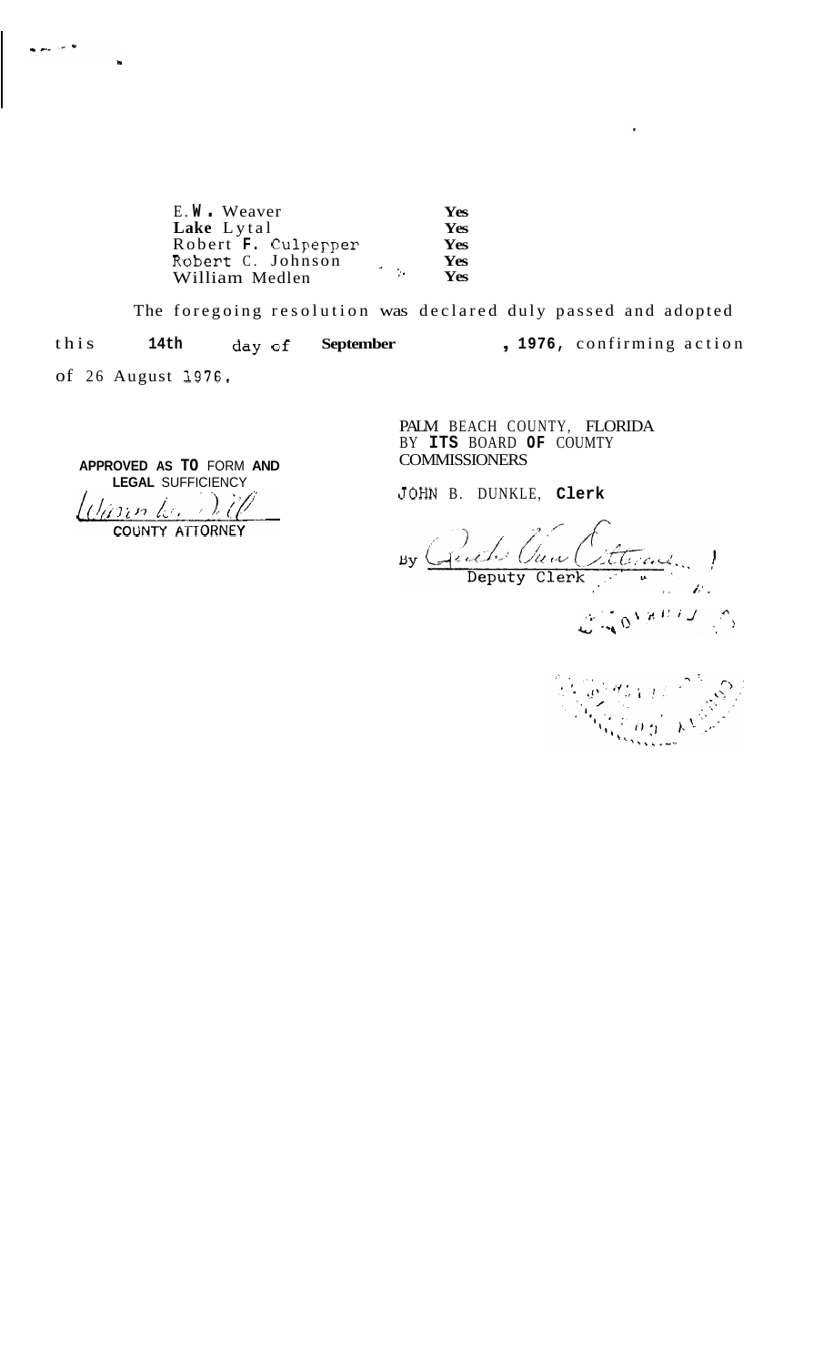| | |
|---|---|
| E. W. Weaver | Yes |
| Lake Lytal | Yes |
| Robert F. Culpepper | Yes |
| Robert C. Johnson | Yes |
| William Medlen | Yes |

The foregoing resolution was declared duly passed and adopted this **14th** day of **September**, **1976**, confirming action of 26 August 1976.

**APPROVED AS TO** FORM **AND LEGAL** SUFFICIENCY

COUNTY ATTORNEY

PALM BEACH COUNTY, FLORIDA
BY **ITS** BOARD **OF** COUMTY COMMISSIONERS

JOHN B. DUNKLE, **Clerk**

By ______________________
Deputy Clerk